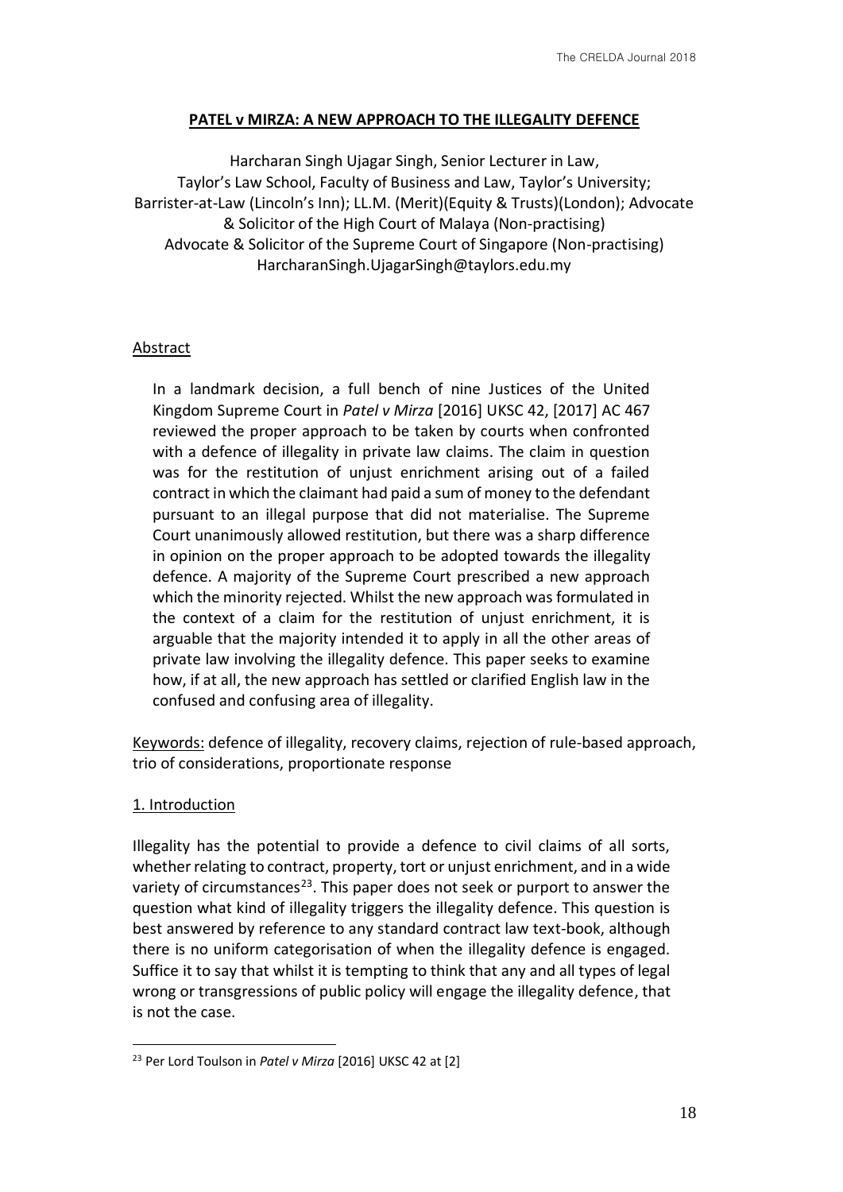# PATEL v MIRZA: A NEW APPROACH TO THE ILLEGALITY DEFENCE

Harcharan Singh Ujagar Singh, Senior Lecturer in Law,
Taylor's Law School, Faculty of Business and Law, Taylor's University;
Barrister-at-Law (Lincoln's Inn); LL.M. (Merit)(Equity & Trusts)(London); Advocate & Solicitor of the High Court of Malaya (Non-practising)
Advocate & Solicitor of the Supreme Court of Singapore (Non-practising)
HarcharanSingh.UjagarSingh@taylors.edu.my

## Abstract

In a landmark decision, a full bench of nine Justices of the United Kingdom Supreme Court in *Patel v Mirza* [2016] UKSC 42, [2017] AC 467 reviewed the proper approach to be taken by courts when confronted with a defence of illegality in private law claims. The claim in question was for the restitution of unjust enrichment arising out of a failed contract in which the claimant had paid a sum of money to the defendant pursuant to an illegal purpose that did not materialise. The Supreme Court unanimously allowed restitution, but there was a sharp difference in opinion on the proper approach to be adopted towards the illegality defence. A majority of the Supreme Court prescribed a new approach which the minority rejected. Whilst the new approach was formulated in the context of a claim for the restitution of unjust enrichment, it is arguable that the majority intended it to apply in all the other areas of private law involving the illegality defence. This paper seeks to examine how, if at all, the new approach has settled or clarified English law in the confused and confusing area of illegality.

Keywords: defence of illegality, recovery claims, rejection of rule-based approach, trio of considerations, proportionate response

## 1. Introduction

Illegality has the potential to provide a defence to civil claims of all sorts, whether relating to contract, property, tort or unjust enrichment, and in a wide variety of circumstances[23]. This paper does not seek or purport to answer the question what kind of illegality triggers the illegality defence. This question is best answered by reference to any standard contract law text-book, although there is no uniform categorisation of when the illegality defence is engaged. Suffice it to say that whilst it is tempting to think that any and all types of legal wrong or transgressions of public policy will engage the illegality defence, that is not the case.

[23] Per Lord Toulson in *Patel v Mirza* [2016] UKSC 42 at [2]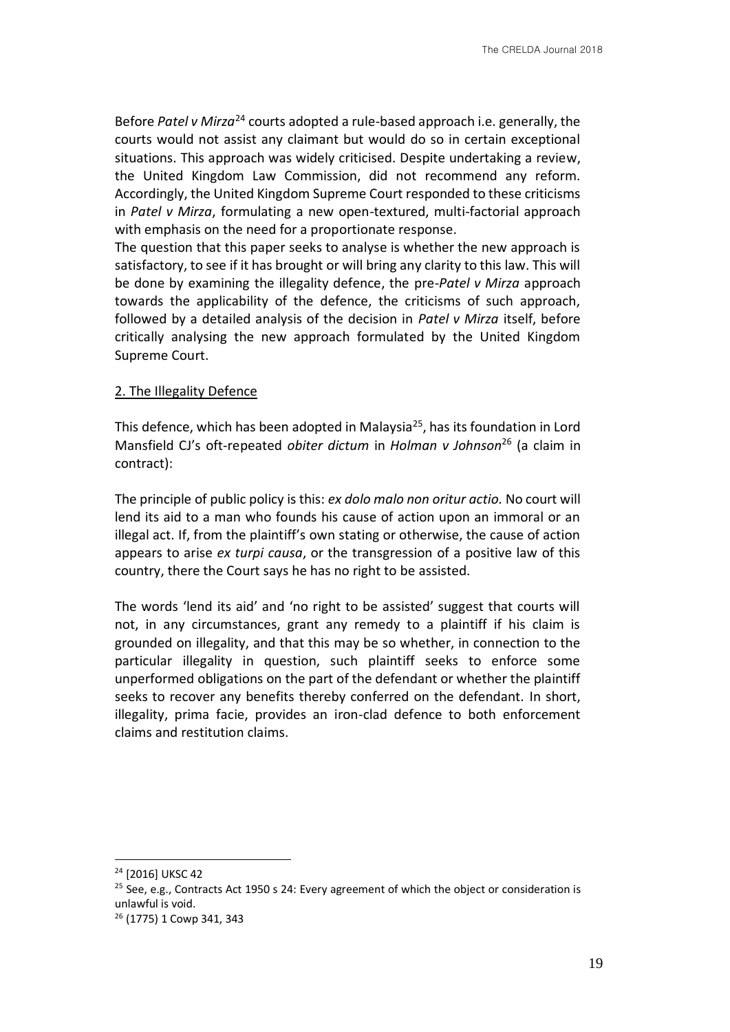Before *Patel v Mirza*[24] courts adopted a rule-based approach i.e. generally, the courts would not assist any claimant but would do so in certain exceptional situations. This approach was widely criticised. Despite undertaking a review, the United Kingdom Law Commission, did not recommend any reform. Accordingly, the United Kingdom Supreme Court responded to these criticisms in *Patel v Mirza*, formulating a new open-textured, multi-factorial approach with emphasis on the need for a proportionate response.

The question that this paper seeks to analyse is whether the new approach is satisfactory, to see if it has brought or will bring any clarity to this law. This will be done by examining the illegality defence, the pre-*Patel v Mirza* approach towards the applicability of the defence, the criticisms of such approach, followed by a detailed analysis of the decision in *Patel v Mirza* itself, before critically analysing the new approach formulated by the United Kingdom Supreme Court.

## 2. The Illegality Defence

This defence, which has been adopted in Malaysia[25], has its foundation in Lord Mansfield CJ's oft-repeated *obiter dictum* in *Holman v Johnson*[26] (a claim in contract):

The principle of public policy is this: *ex dolo malo non oritur actio.* No court will lend its aid to a man who founds his cause of action upon an immoral or an illegal act. If, from the plaintiff's own stating or otherwise, the cause of action appears to arise *ex turpi causa*, or the transgression of a positive law of this country, there the Court says he has no right to be assisted.

The words 'lend its aid' and 'no right to be assisted' suggest that courts will not, in any circumstances, grant any remedy to a plaintiff if his claim is grounded on illegality, and that this may be so whether, in connection to the particular illegality in question, such plaintiff seeks to enforce some unperformed obligations on the part of the defendant or whether the plaintiff seeks to recover any benefits thereby conferred on the defendant. In short, illegality, prima facie, provides an iron-clad defence to both enforcement claims and restitution claims.

---

[24] [2016] UKSC 42

[25] See, e.g., Contracts Act 1950 s 24: Every agreement of which the object or consideration is unlawful is void.

[26] (1775) 1 Cowp 341, 343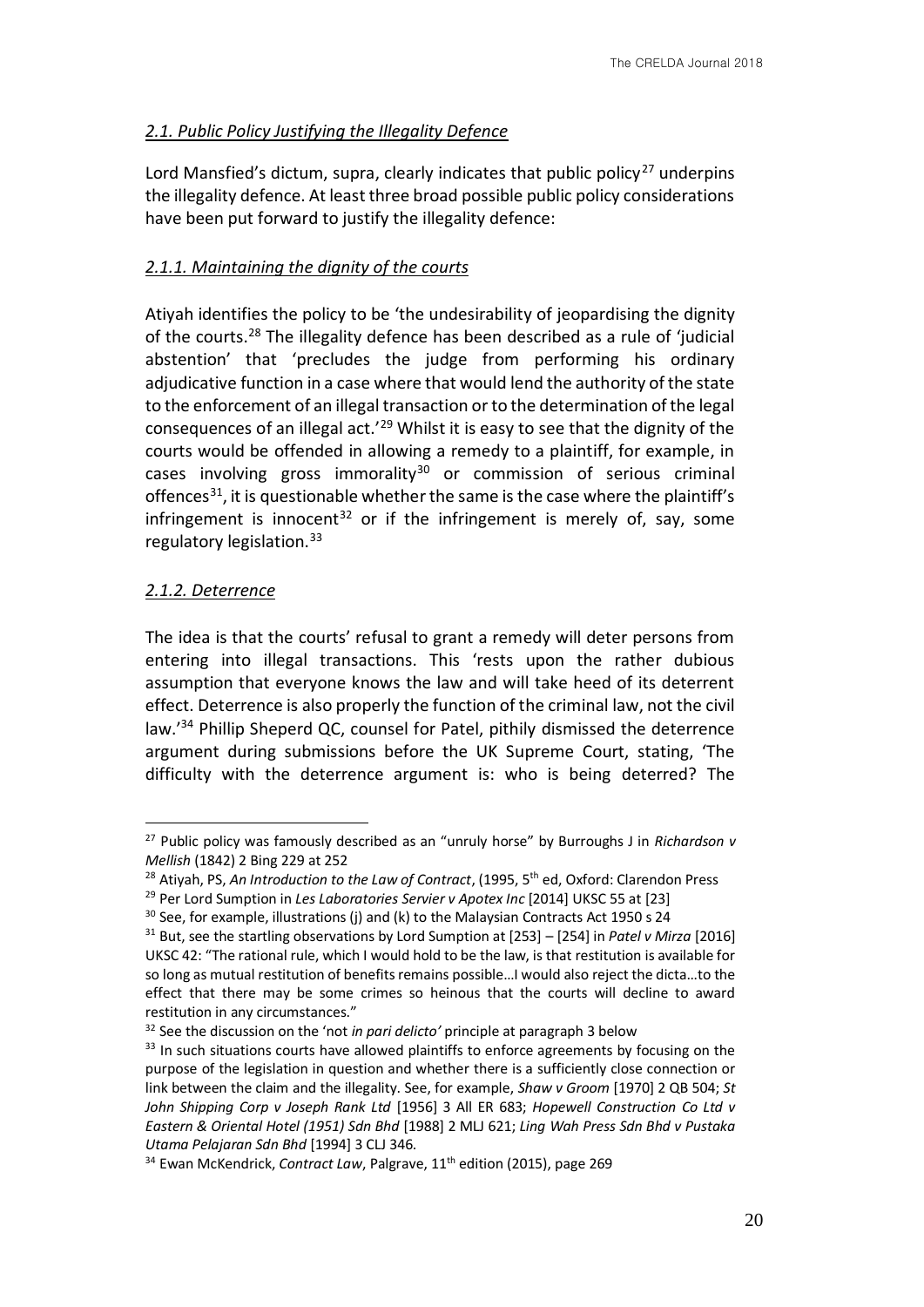*2.1. Public Policy Justifying the Illegality Defence*

Lord Mansfied's dictum, supra, clearly indicates that public policy[27] underpins the illegality defence. At least three broad possible public policy considerations have been put forward to justify the illegality defence:

*2.1.1. Maintaining the dignity of the courts*

Atiyah identifies the policy to be 'the undesirability of jeopardising the dignity of the courts.[28] The illegality defence has been described as a rule of 'judicial abstention' that 'precludes the judge from performing his ordinary adjudicative function in a case where that would lend the authority of the state to the enforcement of an illegal transaction or to the determination of the legal consequences of an illegal act.'[29] Whilst it is easy to see that the dignity of the courts would be offended in allowing a remedy to a plaintiff, for example, in cases involving gross immorality[30] or commission of serious criminal offences[31], it is questionable whether the same is the case where the plaintiff's infringement is innocent[32] or if the infringement is merely of, say, some regulatory legislation.[33]

*2.1.2. Deterrence*

The idea is that the courts' refusal to grant a remedy will deter persons from entering into illegal transactions. This 'rests upon the rather dubious assumption that everyone knows the law and will take heed of its deterrent effect. Deterrence is also properly the function of the criminal law, not the civil law.'[34] Phillip Sheperd QC, counsel for Patel, pithily dismissed the deterrence argument during submissions before the UK Supreme Court, stating, 'The difficulty with the deterrence argument is: who is being deterred? The

---

[27] Public policy was famously described as an "unruly horse" by Burroughs J in *Richardson v Mellish* (1842) 2 Bing 229 at 252

[28] Atiyah, PS, *An Introduction to the Law of Contract*, (1995, 5th ed, Oxford: Clarendon Press

[29] Per Lord Sumption in *Les Laboratories Servier v Apotex Inc* [2014] UKSC 55 at [23]

[30] See, for example, illustrations (j) and (k) to the Malaysian Contracts Act 1950 s 24

[31] But, see the startling observations by Lord Sumption at [253] – [254] in *Patel v Mirza* [2016] UKSC 42: "The rational rule, which I would hold to be the law, is that restitution is available for so long as mutual restitution of benefits remains possible…I would also reject the dicta…to the effect that there may be some crimes so heinous that the courts will decline to award restitution in any circumstances."

[32] See the discussion on the 'not *in pari delicto'* principle at paragraph 3 below

[33] In such situations courts have allowed plaintiffs to enforce agreements by focusing on the purpose of the legislation in question and whether there is a sufficiently close connection or link between the claim and the illegality. See, for example, *Shaw v Groom* [1970] 2 QB 504; *St John Shipping Corp v Joseph Rank Ltd* [1956] 3 All ER 683; *Hopewell Construction Co Ltd v Eastern & Oriental Hotel (1951) Sdn Bhd* [1988] 2 MLJ 621; *Ling Wah Press Sdn Bhd v Pustaka Utama Pelajaran Sdn Bhd* [1994] 3 CLJ 346.

[34] Ewan McKendrick, *Contract Law*, Palgrave, 11th edition (2015), page 269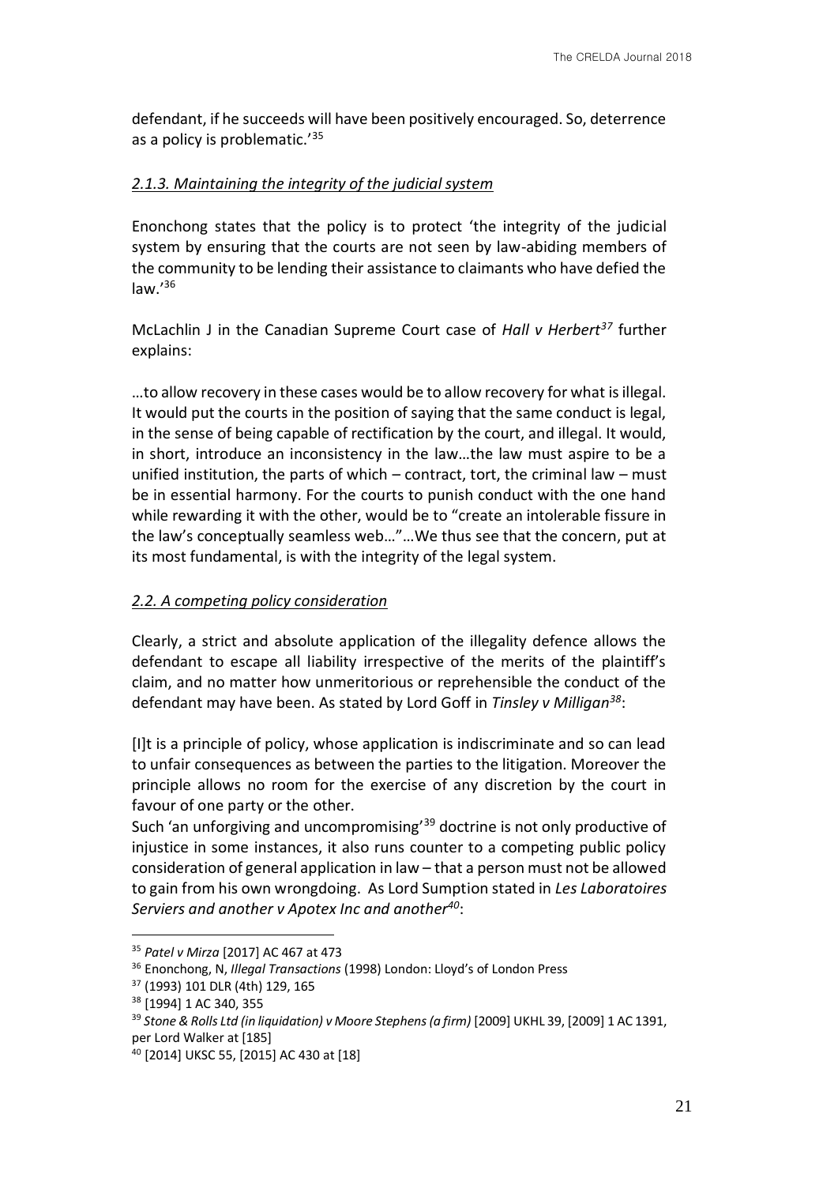defendant, if he succeeds will have been positively encouraged. So, deterrence as a policy is problematic.'[35]

### *2.1.3. Maintaining the integrity of the judicial system*

Enonchong states that the policy is to protect 'the integrity of the judicial system by ensuring that the courts are not seen by law-abiding members of the community to be lending their assistance to claimants who have defied the law.'[36]

McLachlin J in the Canadian Supreme Court case of *Hall v Herbert*[37] further explains:

…to allow recovery in these cases would be to allow recovery for what is illegal. It would put the courts in the position of saying that the same conduct is legal, in the sense of being capable of rectification by the court, and illegal. It would, in short, introduce an inconsistency in the law…the law must aspire to be a unified institution, the parts of which – contract, tort, the criminal law – must be in essential harmony. For the courts to punish conduct with the one hand while rewarding it with the other, would be to "create an intolerable fissure in the law's conceptually seamless web…"…We thus see that the concern, put at its most fundamental, is with the integrity of the legal system.

### *2.2. A competing policy consideration*

Clearly, a strict and absolute application of the illegality defence allows the defendant to escape all liability irrespective of the merits of the plaintiff's claim, and no matter how unmeritorious or reprehensible the conduct of the defendant may have been. As stated by Lord Goff in *Tinsley v Milligan*[38]:

[I]t is a principle of policy, whose application is indiscriminate and so can lead to unfair consequences as between the parties to the litigation. Moreover the principle allows no room for the exercise of any discretion by the court in favour of one party or the other.

Such 'an unforgiving and uncompromising'[39] doctrine is not only productive of injustice in some instances, it also runs counter to a competing public policy consideration of general application in law – that a person must not be allowed to gain from his own wrongdoing. As Lord Sumption stated in *Les Laboratoires Serviers and another v Apotex Inc and another*[40]:

---

[35] *Patel v Mirza* [2017] AC 467 at 473

[36] Enonchong, N, *Illegal Transactions* (1998) London: Lloyd's of London Press

[37] (1993) 101 DLR (4th) 129, 165

[38] [1994] 1 AC 340, 355

[39] *Stone & Rolls Ltd (in liquidation) v Moore Stephens (a firm)* [2009] UKHL 39, [2009] 1 AC 1391, per Lord Walker at [185]

[40] [2014] UKSC 55, [2015] AC 430 at [18]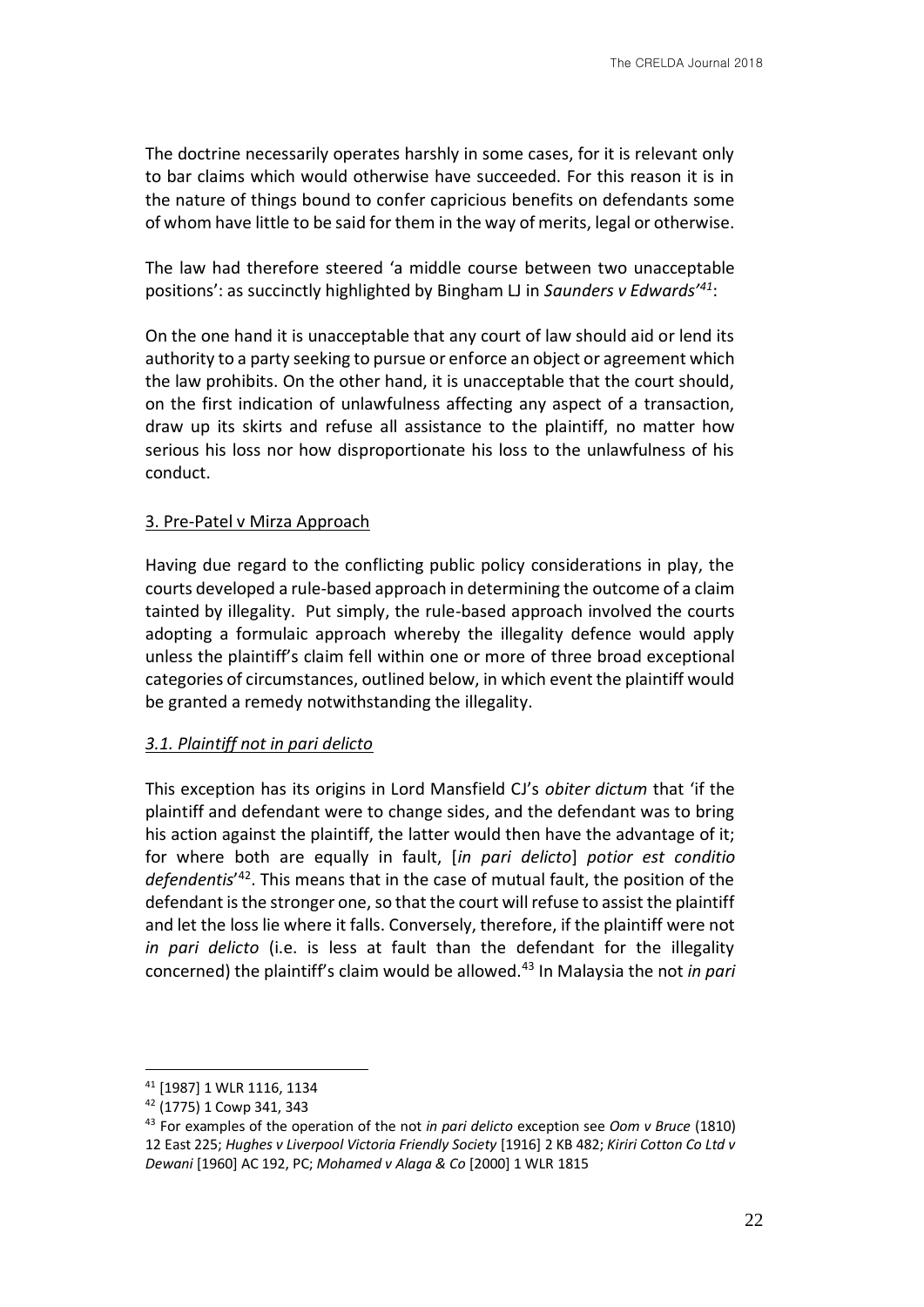The doctrine necessarily operates harshly in some cases, for it is relevant only to bar claims which would otherwise have succeeded. For this reason it is in the nature of things bound to confer capricious benefits on defendants some of whom have little to be said for them in the way of merits, legal or otherwise.

The law had therefore steered 'a middle course between two unacceptable positions': as succinctly highlighted by Bingham LJ in *Saunders v Edwards'[41]*:

On the one hand it is unacceptable that any court of law should aid or lend its authority to a party seeking to pursue or enforce an object or agreement which the law prohibits. On the other hand, it is unacceptable that the court should, on the first indication of unlawfulness affecting any aspect of a transaction, draw up its skirts and refuse all assistance to the plaintiff, no matter how serious his loss nor how disproportionate his loss to the unlawfulness of his conduct.

## 3. Pre-Patel v Mirza Approach

Having due regard to the conflicting public policy considerations in play, the courts developed a rule-based approach in determining the outcome of a claim tainted by illegality. Put simply, the rule-based approach involved the courts adopting a formulaic approach whereby the illegality defence would apply unless the plaintiff's claim fell within one or more of three broad exceptional categories of circumstances, outlined below, in which event the plaintiff would be granted a remedy notwithstanding the illegality.

### *3.1. Plaintiff not in pari delicto*

This exception has its origins in Lord Mansfield CJ's *obiter dictum* that 'if the plaintiff and defendant were to change sides, and the defendant was to bring his action against the plaintiff, the latter would then have the advantage of it; for where both are equally in fault, [*in pari delicto*] *potior est conditio defendentis*'[42]. This means that in the case of mutual fault, the position of the defendant is the stronger one, so that the court will refuse to assist the plaintiff and let the loss lie where it falls. Conversely, therefore, if the plaintiff were not *in pari delicto* (i.e. is less at fault than the defendant for the illegality concerned) the plaintiff's claim would be allowed.[43] In Malaysia the not *in pari*

---

[41] [1987] 1 WLR 1116, 1134

[42] (1775) 1 Cowp 341, 343

[43] For examples of the operation of the not *in pari delicto* exception see *Oom v Bruce* (1810) 12 East 225; *Hughes v Liverpool Victoria Friendly Society* [1916] 2 KB 482; *Kiriri Cotton Co Ltd v Dewani* [1960] AC 192, PC; *Mohamed v Alaga & Co* [2000] 1 WLR 1815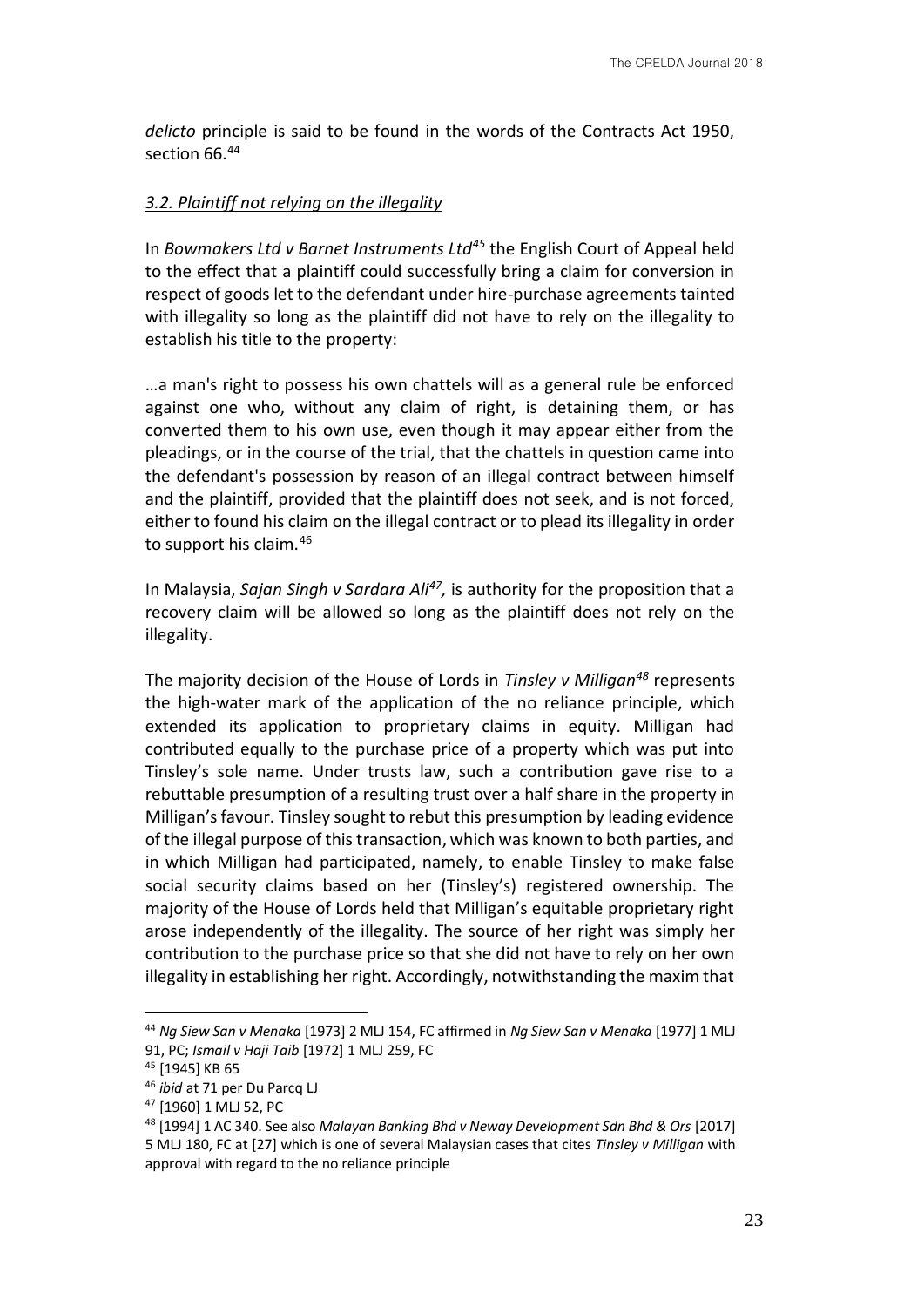*delicto* principle is said to be found in the words of the Contracts Act 1950, section 66.[44]

### *3.2. Plaintiff not relying on the illegality*

In *Bowmakers Ltd v Barnet Instruments Ltd*[45] the English Court of Appeal held to the effect that a plaintiff could successfully bring a claim for conversion in respect of goods let to the defendant under hire-purchase agreements tainted with illegality so long as the plaintiff did not have to rely on the illegality to establish his title to the property:

…a man's right to possess his own chattels will as a general rule be enforced against one who, without any claim of right, is detaining them, or has converted them to his own use, even though it may appear either from the pleadings, or in the course of the trial, that the chattels in question came into the defendant's possession by reason of an illegal contract between himself and the plaintiff, provided that the plaintiff does not seek, and is not forced, either to found his claim on the illegal contract or to plead its illegality in order to support his claim.[46]

In Malaysia, *Sajan Singh v Sardara Ali*[47], is authority for the proposition that a recovery claim will be allowed so long as the plaintiff does not rely on the illegality.

The majority decision of the House of Lords in *Tinsley v Milligan*[48] represents the high-water mark of the application of the no reliance principle, which extended its application to proprietary claims in equity. Milligan had contributed equally to the purchase price of a property which was put into Tinsley's sole name. Under trusts law, such a contribution gave rise to a rebuttable presumption of a resulting trust over a half share in the property in Milligan's favour. Tinsley sought to rebut this presumption by leading evidence of the illegal purpose of this transaction, which was known to both parties, and in which Milligan had participated, namely, to enable Tinsley to make false social security claims based on her (Tinsley's) registered ownership. The majority of the House of Lords held that Milligan's equitable proprietary right arose independently of the illegality. The source of her right was simply her contribution to the purchase price so that she did not have to rely on her own illegality in establishing her right. Accordingly, notwithstanding the maxim that

---

[44] *Ng Siew San v Menaka* [1973] 2 MLJ 154, FC affirmed in *Ng Siew San v Menaka* [1977] 1 MLJ 91, PC; *Ismail v Haji Taib* [1972] 1 MLJ 259, FC

[45] [1945] KB 65

[46] *ibid* at 71 per Du Parcq LJ

[47] [1960] 1 MLJ 52, PC

[48] [1994] 1 AC 340. See also *Malayan Banking Bhd v Neway Development Sdn Bhd & Ors* [2017] 5 MLJ 180, FC at [27] which is one of several Malaysian cases that cites *Tinsley v Milligan* with approval with regard to the no reliance principle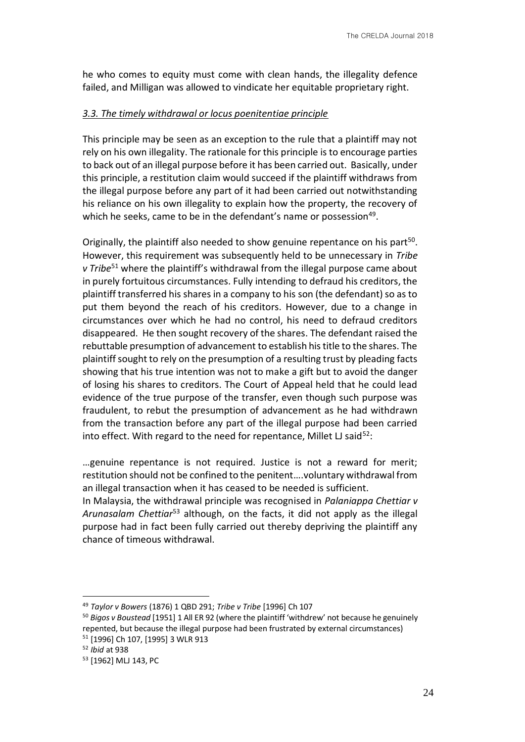he who comes to equity must come with clean hands, the illegality defence failed, and Milligan was allowed to vindicate her equitable proprietary right.

### *3.3. The timely withdrawal or locus poenitentiae principle*

This principle may be seen as an exception to the rule that a plaintiff may not rely on his own illegality. The rationale for this principle is to encourage parties to back out of an illegal purpose before it has been carried out. Basically, under this principle, a restitution claim would succeed if the plaintiff withdraws from the illegal purpose before any part of it had been carried out notwithstanding his reliance on his own illegality to explain how the property, the recovery of which he seeks, came to be in the defendant's name or possession[49].

Originally, the plaintiff also needed to show genuine repentance on his part[50]. However, this requirement was subsequently held to be unnecessary in *Tribe v Tribe*[51] where the plaintiff's withdrawal from the illegal purpose came about in purely fortuitous circumstances. Fully intending to defraud his creditors, the plaintiff transferred his shares in a company to his son (the defendant) so as to put them beyond the reach of his creditors. However, due to a change in circumstances over which he had no control, his need to defraud creditors disappeared. He then sought recovery of the shares. The defendant raised the rebuttable presumption of advancement to establish his title to the shares. The plaintiff sought to rely on the presumption of a resulting trust by pleading facts showing that his true intention was not to make a gift but to avoid the danger of losing his shares to creditors. The Court of Appeal held that he could lead evidence of the true purpose of the transfer, even though such purpose was fraudulent, to rebut the presumption of advancement as he had withdrawn from the transaction before any part of the illegal purpose had been carried into effect. With regard to the need for repentance, Millet LJ said[52]:

…genuine repentance is not required. Justice is not a reward for merit; restitution should not be confined to the penitent….voluntary withdrawal from an illegal transaction when it has ceased to be needed is sufficient.

In Malaysia, the withdrawal principle was recognised in *Palaniappa Chettiar v Arunasalam Chettiar*[53] although, on the facts, it did not apply as the illegal purpose had in fact been fully carried out thereby depriving the plaintiff any chance of timeous withdrawal.

---

[49] *Taylor v Bowers* (1876) 1 QBD 291; *Tribe v Tribe* [1996] Ch 107

[50] *Bigos v Boustead* [1951] 1 All ER 92 (where the plaintiff 'withdrew' not because he genuinely repented, but because the illegal purpose had been frustrated by external circumstances)

[51] [1996] Ch 107, [1995] 3 WLR 913

[52] *Ibid* at 938

[53] [1962] MLJ 143, PC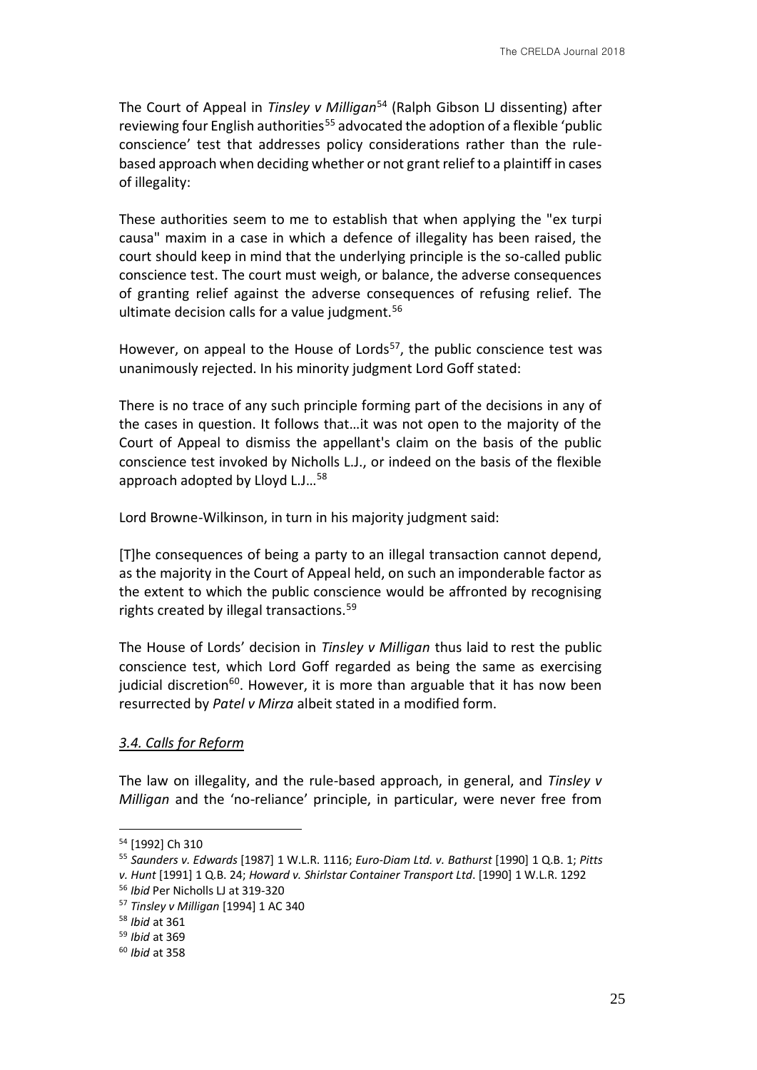The Court of Appeal in *Tinsley v Milligan*[54] (Ralph Gibson LJ dissenting) after reviewing four English authorities[55] advocated the adoption of a flexible 'public conscience' test that addresses policy considerations rather than the rule-based approach when deciding whether or not grant relief to a plaintiff in cases of illegality:

These authorities seem to me to establish that when applying the "ex turpi causa" maxim in a case in which a defence of illegality has been raised, the court should keep in mind that the underlying principle is the so-called public conscience test. The court must weigh, or balance, the adverse consequences of granting relief against the adverse consequences of refusing relief. The ultimate decision calls for a value judgment.[56]

However, on appeal to the House of Lords[57], the public conscience test was unanimously rejected. In his minority judgment Lord Goff stated:

There is no trace of any such principle forming part of the decisions in any of the cases in question. It follows that…it was not open to the majority of the Court of Appeal to dismiss the appellant's claim on the basis of the public conscience test invoked by Nicholls L.J., or indeed on the basis of the flexible approach adopted by Lloyd L.J…[58]

Lord Browne-Wilkinson, in turn in his majority judgment said:

[T]he consequences of being a party to an illegal transaction cannot depend, as the majority in the Court of Appeal held, on such an imponderable factor as the extent to which the public conscience would be affronted by recognising rights created by illegal transactions.[59]

The House of Lords' decision in *Tinsley v Milligan* thus laid to rest the public conscience test, which Lord Goff regarded as being the same as exercising judicial discretion[60]. However, it is more than arguable that it has now been resurrected by *Patel v Mirza* albeit stated in a modified form.

### *3.4. Calls for Reform*

The law on illegality, and the rule-based approach, in general, and *Tinsley v Milligan* and the 'no-reliance' principle, in particular, were never free from

---

[54] [1992] Ch 310

[55] *Saunders v. Edwards* [1987] 1 W.L.R. 1116; *Euro-Diam Ltd. v. Bathurst* [1990] 1 Q.B. 1; *Pitts v. Hunt* [1991] 1 Q.B. 24; *Howard v. Shirlstar Container Transport Ltd*. [1990] 1 W.L.R. 1292

[56] *Ibid* Per Nicholls LJ at 319-320

[57] *Tinsley v Milligan* [1994] 1 AC 340

[58] *Ibid* at 361

[59] *Ibid* at 369

[60] *Ibid* at 358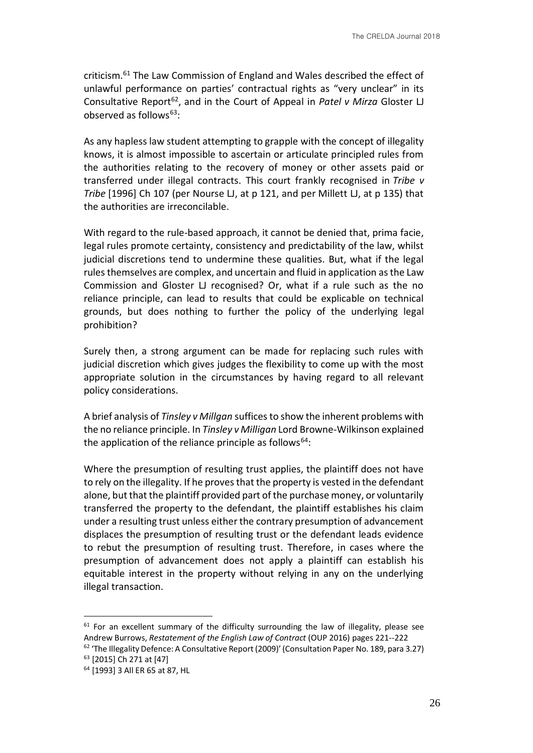criticism.[61] The Law Commission of England and Wales described the effect of unlawful performance on parties' contractual rights as "very unclear" in its Consultative Report[62], and in the Court of Appeal in *Patel v Mirza* Gloster LJ observed as follows[63]:

As any hapless law student attempting to grapple with the concept of illegality knows, it is almost impossible to ascertain or articulate principled rules from the authorities relating to the recovery of money or other assets paid or transferred under illegal contracts. This court frankly recognised in *Tribe v Tribe* [1996] Ch 107 (per Nourse LJ, at p 121, and per Millett LJ, at p 135) that the authorities are irreconcilable.

With regard to the rule-based approach, it cannot be denied that, prima facie, legal rules promote certainty, consistency and predictability of the law, whilst judicial discretions tend to undermine these qualities. But, what if the legal rules themselves are complex, and uncertain and fluid in application as the Law Commission and Gloster LJ recognised? Or, what if a rule such as the no reliance principle, can lead to results that could be explicable on technical grounds, but does nothing to further the policy of the underlying legal prohibition?

Surely then, a strong argument can be made for replacing such rules with judicial discretion which gives judges the flexibility to come up with the most appropriate solution in the circumstances by having regard to all relevant policy considerations.

A brief analysis of *Tinsley v Millgan* suffices to show the inherent problems with the no reliance principle. In *Tinsley v Milligan* Lord Browne-Wilkinson explained the application of the reliance principle as follows[64]:

Where the presumption of resulting trust applies, the plaintiff does not have to rely on the illegality. If he proves that the property is vested in the defendant alone, but that the plaintiff provided part of the purchase money, or voluntarily transferred the property to the defendant, the plaintiff establishes his claim under a resulting trust unless either the contrary presumption of advancement displaces the presumption of resulting trust or the defendant leads evidence to rebut the presumption of resulting trust. Therefore, in cases where the presumption of advancement does not apply a plaintiff can establish his equitable interest in the property without relying in any on the underlying illegal transaction.

---

[61] For an excellent summary of the difficulty surrounding the law of illegality, please see Andrew Burrows, *Restatement of the English Law of Contract* (OUP 2016) pages 221--222

[62] 'The Illegality Defence: A Consultative Report (2009)' (Consultation Paper No. 189, para 3.27)

[63] [2015] Ch 271 at [47]

[64] [1993] 3 All ER 65 at 87, HL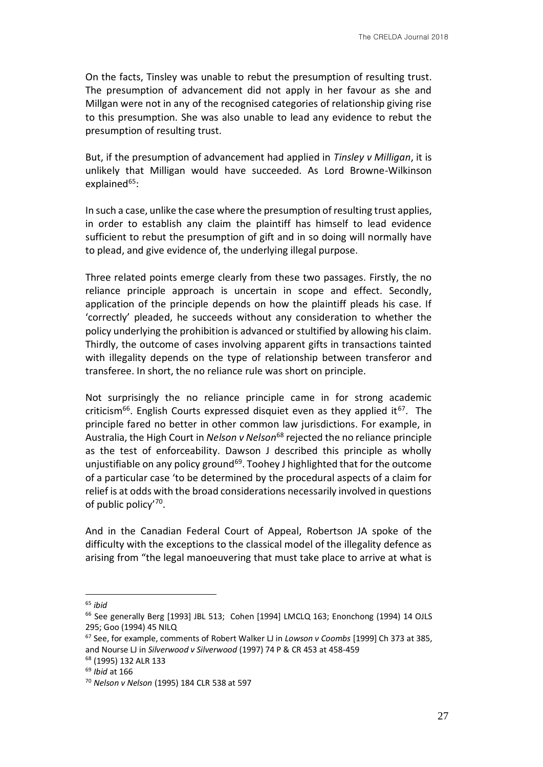On the facts, Tinsley was unable to rebut the presumption of resulting trust. The presumption of advancement did not apply in her favour as she and Millgan were not in any of the recognised categories of relationship giving rise to this presumption. She was also unable to lead any evidence to rebut the presumption of resulting trust.

But, if the presumption of advancement had applied in *Tinsley v Milligan*, it is unlikely that Milligan would have succeeded. As Lord Browne-Wilkinson explained[65]:

In such a case, unlike the case where the presumption of resulting trust applies, in order to establish any claim the plaintiff has himself to lead evidence sufficient to rebut the presumption of gift and in so doing will normally have to plead, and give evidence of, the underlying illegal purpose.

Three related points emerge clearly from these two passages. Firstly, the no reliance principle approach is uncertain in scope and effect. Secondly, application of the principle depends on how the plaintiff pleads his case. If 'correctly' pleaded, he succeeds without any consideration to whether the policy underlying the prohibition is advanced or stultified by allowing his claim. Thirdly, the outcome of cases involving apparent gifts in transactions tainted with illegality depends on the type of relationship between transferor and transferee. In short, the no reliance rule was short on principle.

Not surprisingly the no reliance principle came in for strong academic criticism[66]. English Courts expressed disquiet even as they applied it[67]. The principle fared no better in other common law jurisdictions. For example, in Australia, the High Court in *Nelson v Nelson*[68] rejected the no reliance principle as the test of enforceability. Dawson J described this principle as wholly unjustifiable on any policy ground[69]. Toohey J highlighted that for the outcome of a particular case 'to be determined by the procedural aspects of a claim for relief is at odds with the broad considerations necessarily involved in questions of public policy'[70].

And in the Canadian Federal Court of Appeal, Robertson JA spoke of the difficulty with the exceptions to the classical model of the illegality defence as arising from "the legal manoeuvering that must take place to arrive at what is

---

[65] *ibid*

[66] See generally Berg [1993] JBL 513; Cohen [1994] LMCLQ 163; Enonchong (1994) 14 OJLS 295; Goo (1994) 45 NILQ

[67] See, for example, comments of Robert Walker LJ in *Lowson v Coombs* [1999] Ch 373 at 385, and Nourse LJ in *Silverwood v Silverwood* (1997) 74 P & CR 453 at 458-459

[68] (1995) 132 ALR 133

[69] *Ibid* at 166

[70] *Nelson v Nelson* (1995) 184 CLR 538 at 597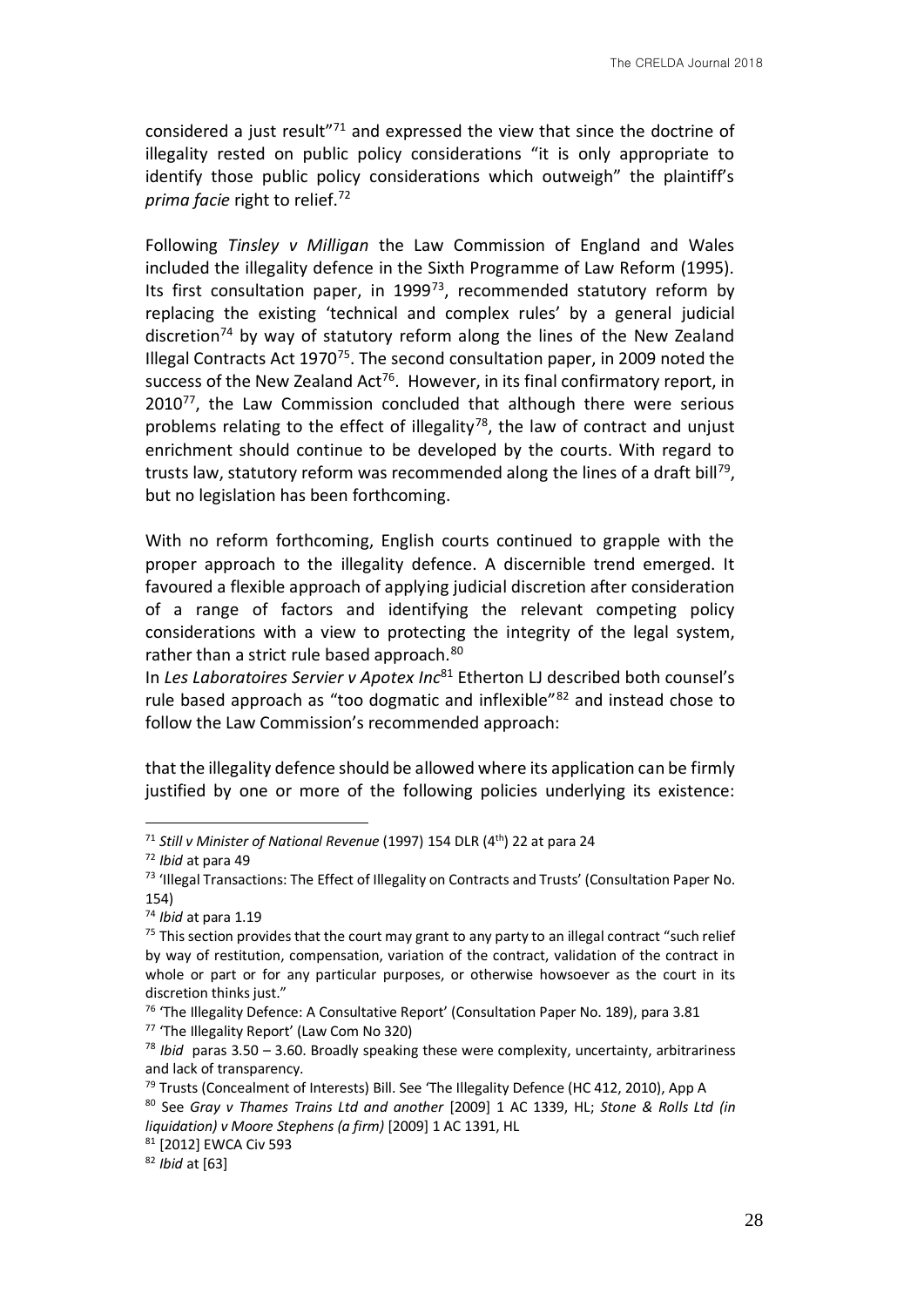considered a just result"[71] and expressed the view that since the doctrine of illegality rested on public policy considerations "it is only appropriate to identify those public policy considerations which outweigh" the plaintiff's *prima facie* right to relief.[72]

Following *Tinsley v Milligan* the Law Commission of England and Wales included the illegality defence in the Sixth Programme of Law Reform (1995). Its first consultation paper, in 1999[73], recommended statutory reform by replacing the existing 'technical and complex rules' by a general judicial discretion[74] by way of statutory reform along the lines of the New Zealand Illegal Contracts Act 1970[75]. The second consultation paper, in 2009 noted the success of the New Zealand Act[76]. However, in its final confirmatory report, in 2010[77], the Law Commission concluded that although there were serious problems relating to the effect of illegality[78], the law of contract and unjust enrichment should continue to be developed by the courts. With regard to trusts law, statutory reform was recommended along the lines of a draft bill[79], but no legislation has been forthcoming.

With no reform forthcoming, English courts continued to grapple with the proper approach to the illegality defence. A discernible trend emerged. It favoured a flexible approach of applying judicial discretion after consideration of a range of factors and identifying the relevant competing policy considerations with a view to protecting the integrity of the legal system, rather than a strict rule based approach.[80]

In *Les Laboratoires Servier v Apotex Inc*[81] Etherton LJ described both counsel's rule based approach as "too dogmatic and inflexible"[82] and instead chose to follow the Law Commission's recommended approach:

that the illegality defence should be allowed where its application can be firmly justified by one or more of the following policies underlying its existence:

---

[71] *Still v Minister of National Revenue* (1997) 154 DLR (4th) 22 at para 24

[72] *Ibid* at para 49

[73] 'Illegal Transactions: The Effect of Illegality on Contracts and Trusts' (Consultation Paper No. 154)

[74] *Ibid* at para 1.19

[75] This section provides that the court may grant to any party to an illegal contract "such relief by way of restitution, compensation, variation of the contract, validation of the contract in whole or part or for any particular purposes, or otherwise howsoever as the court in its discretion thinks just."

[76] 'The Illegality Defence: A Consultative Report' (Consultation Paper No. 189), para 3.81

[77] 'The Illegality Report' (Law Com No 320)

[78] *Ibid* paras 3.50 – 3.60. Broadly speaking these were complexity, uncertainty, arbitrariness and lack of transparency.

[79] Trusts (Concealment of Interests) Bill. See 'The Illegality Defence (HC 412, 2010), App A

[80] See *Gray v Thames Trains Ltd and another* [2009] 1 AC 1339, HL; *Stone & Rolls Ltd (in liquidation) v Moore Stephens (a firm)* [2009] 1 AC 1391, HL

[81] [2012] EWCA Civ 593

[82] *Ibid* at [63]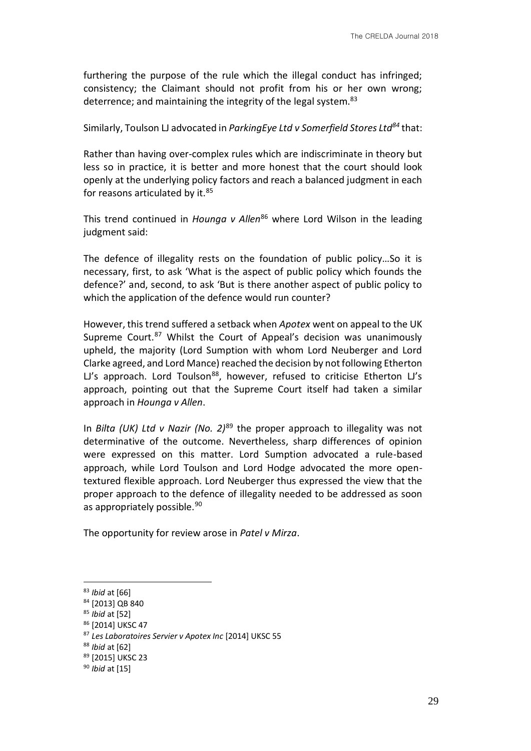furthering the purpose of the rule which the illegal conduct has infringed; consistency; the Claimant should not profit from his or her own wrong; deterrence; and maintaining the integrity of the legal system.[83]

Similarly, Toulson LJ advocated in *ParkingEye Ltd v Somerfield Stores Ltd*[84] that:

Rather than having over-complex rules which are indiscriminate in theory but less so in practice, it is better and more honest that the court should look openly at the underlying policy factors and reach a balanced judgment in each for reasons articulated by it.[85]

This trend continued in *Hounga v Allen*[86] where Lord Wilson in the leading judgment said:

The defence of illegality rests on the foundation of public policy…So it is necessary, first, to ask 'What is the aspect of public policy which founds the defence?' and, second, to ask 'But is there another aspect of public policy to which the application of the defence would run counter?

However, this trend suffered a setback when *Apotex* went on appeal to the UK Supreme Court.[87] Whilst the Court of Appeal's decision was unanimously upheld, the majority (Lord Sumption with whom Lord Neuberger and Lord Clarke agreed, and Lord Mance) reached the decision by not following Etherton LJ's approach. Lord Toulson[88], however, refused to criticise Etherton LJ's approach, pointing out that the Supreme Court itself had taken a similar approach in *Hounga v Allen*.

In *Bilta (UK) Ltd v Nazir (No. 2)*[89] the proper approach to illegality was not determinative of the outcome. Nevertheless, sharp differences of opinion were expressed on this matter. Lord Sumption advocated a rule-based approach, while Lord Toulson and Lord Hodge advocated the more open-textured flexible approach. Lord Neuberger thus expressed the view that the proper approach to the defence of illegality needed to be addressed as soon as appropriately possible.[90]

The opportunity for review arose in *Patel v Mirza*.

---

[83] *Ibid* at [66]

[84] [2013] QB 840

[85] *Ibid* at [52]

[86] [2014] UKSC 47

[87] *Les Laboratoires Servier v Apotex Inc* [2014] UKSC 55

[88] *Ibid* at [62]

[89] [2015] UKSC 23

[90] *Ibid* at [15]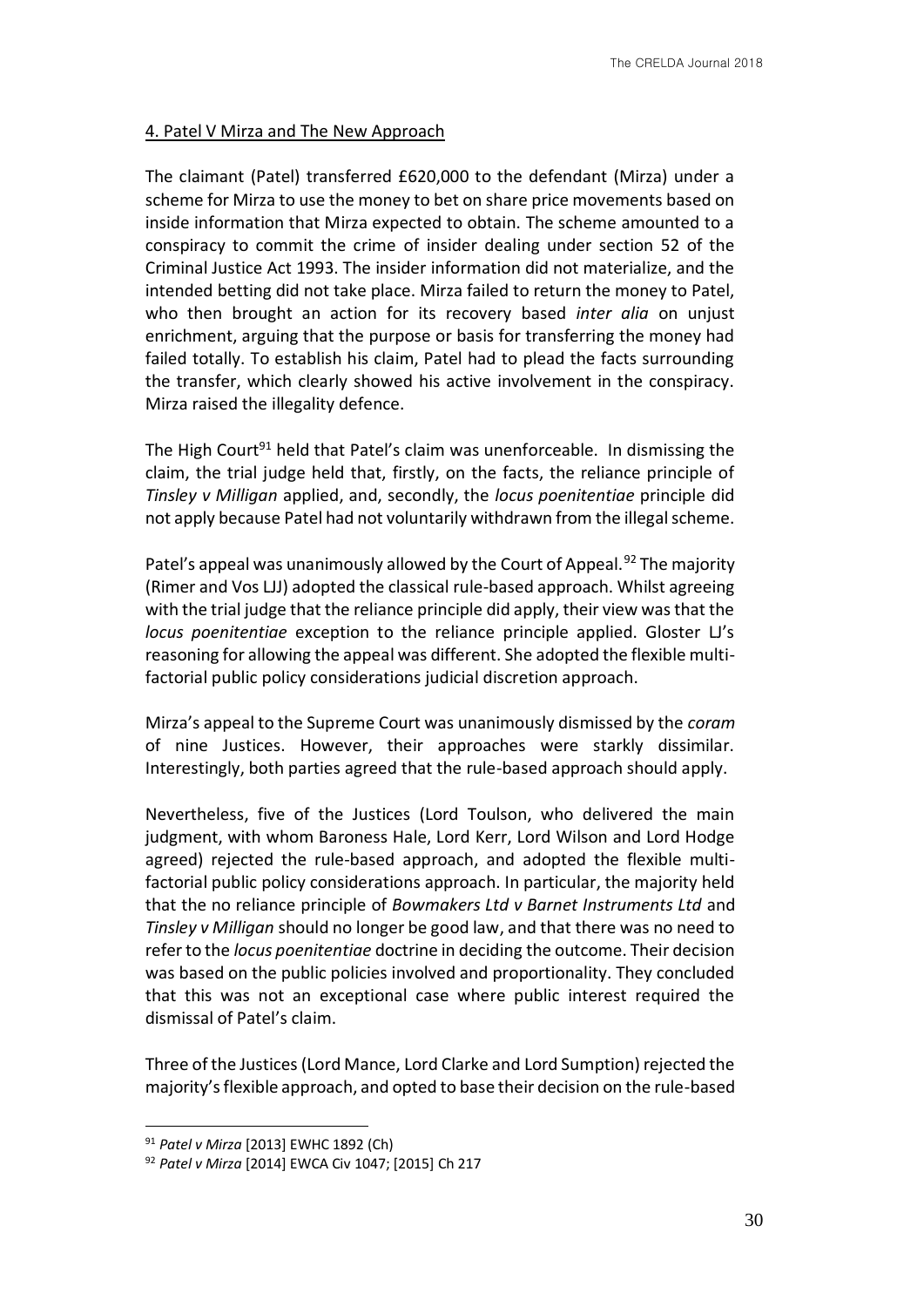4. Patel V Mirza and The New Approach

The claimant (Patel) transferred £620,000 to the defendant (Mirza) under a scheme for Mirza to use the money to bet on share price movements based on inside information that Mirza expected to obtain. The scheme amounted to a conspiracy to commit the crime of insider dealing under section 52 of the Criminal Justice Act 1993. The insider information did not materialize, and the intended betting did not take place. Mirza failed to return the money to Patel, who then brought an action for its recovery based *inter alia* on unjust enrichment, arguing that the purpose or basis for transferring the money had failed totally. To establish his claim, Patel had to plead the facts surrounding the transfer, which clearly showed his active involvement in the conspiracy. Mirza raised the illegality defence.

The High Court[91] held that Patel's claim was unenforceable. In dismissing the claim, the trial judge held that, firstly, on the facts, the reliance principle of *Tinsley v Milligan* applied, and, secondly, the *locus poenitentiae* principle did not apply because Patel had not voluntarily withdrawn from the illegal scheme.

Patel's appeal was unanimously allowed by the Court of Appeal.[92] The majority (Rimer and Vos LJJ) adopted the classical rule-based approach. Whilst agreeing with the trial judge that the reliance principle did apply, their view was that the *locus poenitentiae* exception to the reliance principle applied. Gloster LJ's reasoning for allowing the appeal was different. She adopted the flexible multi-factorial public policy considerations judicial discretion approach.

Mirza's appeal to the Supreme Court was unanimously dismissed by the *coram* of nine Justices. However, their approaches were starkly dissimilar. Interestingly, both parties agreed that the rule-based approach should apply.

Nevertheless, five of the Justices (Lord Toulson, who delivered the main judgment, with whom Baroness Hale, Lord Kerr, Lord Wilson and Lord Hodge agreed) rejected the rule-based approach, and adopted the flexible multi-factorial public policy considerations approach. In particular, the majority held that the no reliance principle of *Bowmakers Ltd v Barnet Instruments Ltd* and *Tinsley v Milligan* should no longer be good law, and that there was no need to refer to the *locus poenitentiae* doctrine in deciding the outcome. Their decision was based on the public policies involved and proportionality. They concluded that this was not an exceptional case where public interest required the dismissal of Patel's claim.

Three of the Justices (Lord Mance, Lord Clarke and Lord Sumption) rejected the majority's flexible approach, and opted to base their decision on the rule-based

---

[91] *Patel v Mirza* [2013] EWHC 1892 (Ch)

[92] *Patel v Mirza* [2014] EWCA Civ 1047; [2015] Ch 217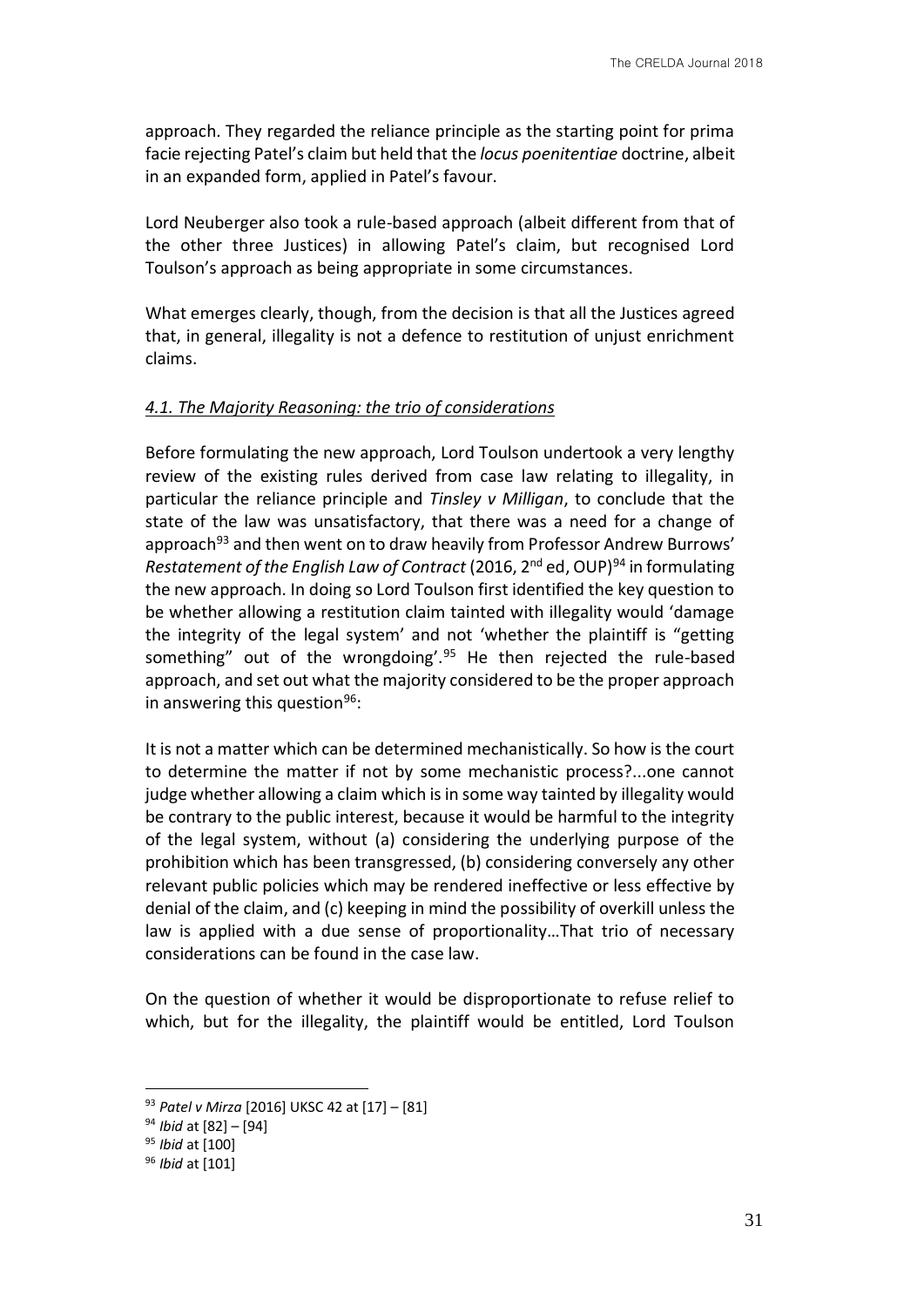approach. They regarded the reliance principle as the starting point for prima facie rejecting Patel's claim but held that the *locus poenitentiae* doctrine, albeit in an expanded form, applied in Patel's favour.

Lord Neuberger also took a rule-based approach (albeit different from that of the other three Justices) in allowing Patel's claim, but recognised Lord Toulson's approach as being appropriate in some circumstances.

What emerges clearly, though, from the decision is that all the Justices agreed that, in general, illegality is not a defence to restitution of unjust enrichment claims.

### *4.1. The Majority Reasoning: the trio of considerations*

Before formulating the new approach, Lord Toulson undertook a very lengthy review of the existing rules derived from case law relating to illegality, in particular the reliance principle and *Tinsley v Milligan*, to conclude that the state of the law was unsatisfactory, that there was a need for a change of approach[93] and then went on to draw heavily from Professor Andrew Burrows' *Restatement of the English Law of Contract* (2016, 2nd ed, OUP)[94] in formulating the new approach. In doing so Lord Toulson first identified the key question to be whether allowing a restitution claim tainted with illegality would 'damage the integrity of the legal system' and not 'whether the plaintiff is "getting something" out of the wrongdoing'.[95] He then rejected the rule-based approach, and set out what the majority considered to be the proper approach in answering this question[96]:

It is not a matter which can be determined mechanistically. So how is the court to determine the matter if not by some mechanistic process?...one cannot judge whether allowing a claim which is in some way tainted by illegality would be contrary to the public interest, because it would be harmful to the integrity of the legal system, without (a) considering the underlying purpose of the prohibition which has been transgressed, (b) considering conversely any other relevant public policies which may be rendered ineffective or less effective by denial of the claim, and (c) keeping in mind the possibility of overkill unless the law is applied with a due sense of proportionality…That trio of necessary considerations can be found in the case law.

On the question of whether it would be disproportionate to refuse relief to which, but for the illegality, the plaintiff would be entitled, Lord Toulson

---

[93] *Patel v Mirza* [2016] UKSC 42 at [17] – [81]

[94] *Ibid* at [82] – [94]

[95] *Ibid* at [100]

[96] *Ibid* at [101]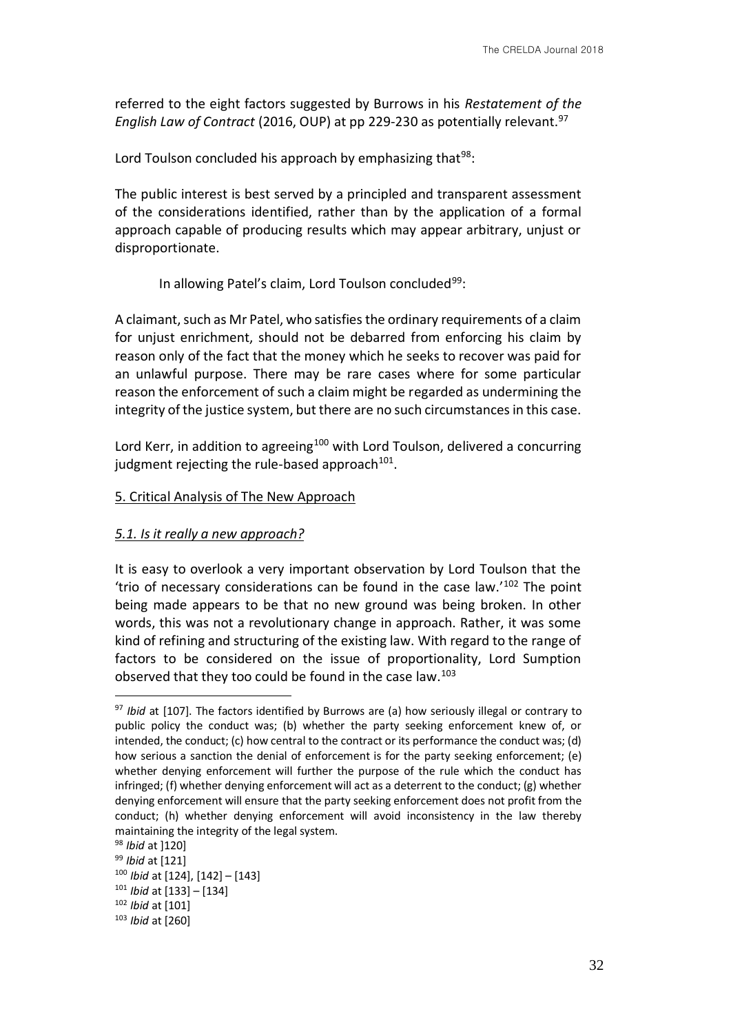referred to the eight factors suggested by Burrows in his *Restatement of the English Law of Contract* (2016, OUP) at pp 229-230 as potentially relevant.[97]

Lord Toulson concluded his approach by emphasizing that[98]:

The public interest is best served by a principled and transparent assessment of the considerations identified, rather than by the application of a formal approach capable of producing results which may appear arbitrary, unjust or disproportionate.

In allowing Patel's claim, Lord Toulson concluded[99]:

A claimant, such as Mr Patel, who satisfies the ordinary requirements of a claim for unjust enrichment, should not be debarred from enforcing his claim by reason only of the fact that the money which he seeks to recover was paid for an unlawful purpose. There may be rare cases where for some particular reason the enforcement of such a claim might be regarded as undermining the integrity of the justice system, but there are no such circumstances in this case.

Lord Kerr, in addition to agreeing[100] with Lord Toulson, delivered a concurring judgment rejecting the rule-based approach[101].

## 5. Critical Analysis of The New Approach

### *5.1. Is it really a new approach?*

It is easy to overlook a very important observation by Lord Toulson that the 'trio of necessary considerations can be found in the case law.'[102] The point being made appears to be that no new ground was being broken. In other words, this was not a revolutionary change in approach. Rather, it was some kind of refining and structuring of the existing law. With regard to the range of factors to be considered on the issue of proportionality, Lord Sumption observed that they too could be found in the case law.[103]

---

[97] *Ibid* at [107]. The factors identified by Burrows are (a) how seriously illegal or contrary to public policy the conduct was; (b) whether the party seeking enforcement knew of, or intended, the conduct; (c) how central to the contract or its performance the conduct was; (d) how serious a sanction the denial of enforcement is for the party seeking enforcement; (e) whether denying enforcement will further the purpose of the rule which the conduct has infringed; (f) whether denying enforcement will act as a deterrent to the conduct; (g) whether denying enforcement will ensure that the party seeking enforcement does not profit from the conduct; (h) whether denying enforcement will avoid inconsistency in the law thereby maintaining the integrity of the legal system.

[98] *Ibid* at ]120]

[99] *Ibid* at [121]

[100] *Ibid* at [124], [142] – [143]

[101] *Ibid* at [133] – [134]

[102] *Ibid* at [101]

[103] *Ibid* at [260]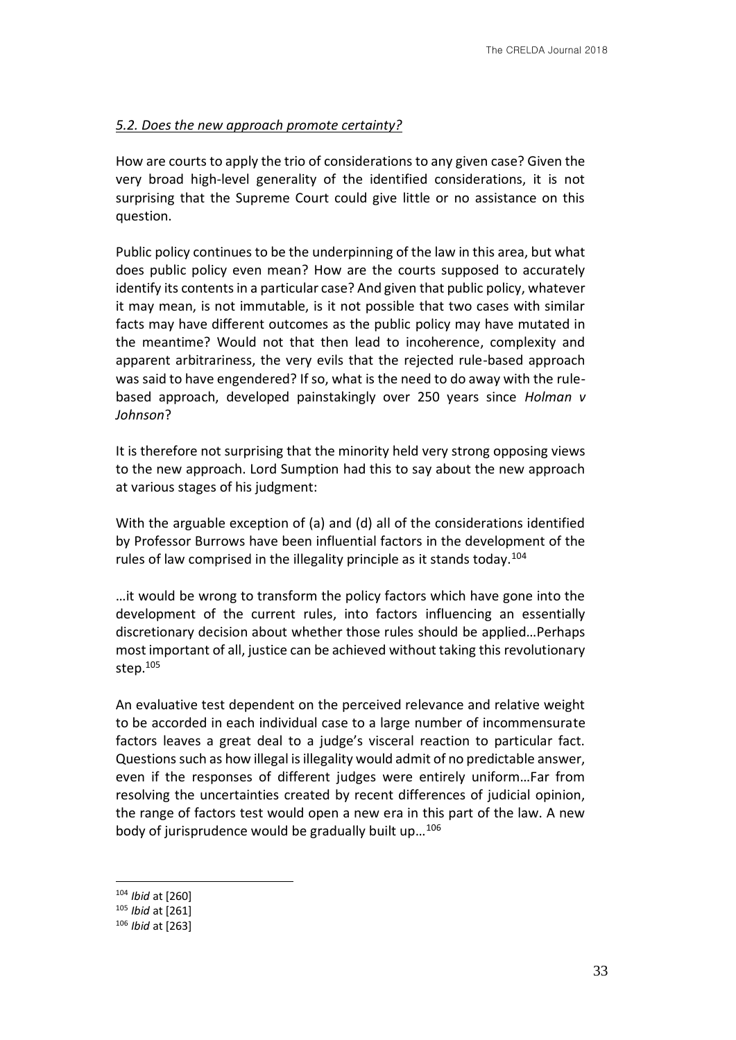### *5.2. Does the new approach promote certainty?*

How are courts to apply the trio of considerations to any given case? Given the very broad high-level generality of the identified considerations, it is not surprising that the Supreme Court could give little or no assistance on this question.

Public policy continues to be the underpinning of the law in this area, but what does public policy even mean? How are the courts supposed to accurately identify its contents in a particular case? And given that public policy, whatever it may mean, is not immutable, is it not possible that two cases with similar facts may have different outcomes as the public policy may have mutated in the meantime? Would not that then lead to incoherence, complexity and apparent arbitrariness, the very evils that the rejected rule-based approach was said to have engendered? If so, what is the need to do away with the rule-based approach, developed painstakingly over 250 years since *Holman v Johnson*?

It is therefore not surprising that the minority held very strong opposing views to the new approach. Lord Sumption had this to say about the new approach at various stages of his judgment:

With the arguable exception of (a) and (d) all of the considerations identified by Professor Burrows have been influential factors in the development of the rules of law comprised in the illegality principle as it stands today.[104]

…it would be wrong to transform the policy factors which have gone into the development of the current rules, into factors influencing an essentially discretionary decision about whether those rules should be applied…Perhaps most important of all, justice can be achieved without taking this revolutionary step.[105]

An evaluative test dependent on the perceived relevance and relative weight to be accorded in each individual case to a large number of incommensurate factors leaves a great deal to a judge's visceral reaction to particular fact. Questions such as how illegal is illegality would admit of no predictable answer, even if the responses of different judges were entirely uniform…Far from resolving the uncertainties created by recent differences of judicial opinion, the range of factors test would open a new era in this part of the law. A new body of jurisprudence would be gradually built up…[106]

---

[104] *Ibid* at [260]

[105] *Ibid* at [261]

[106] *Ibid* at [263]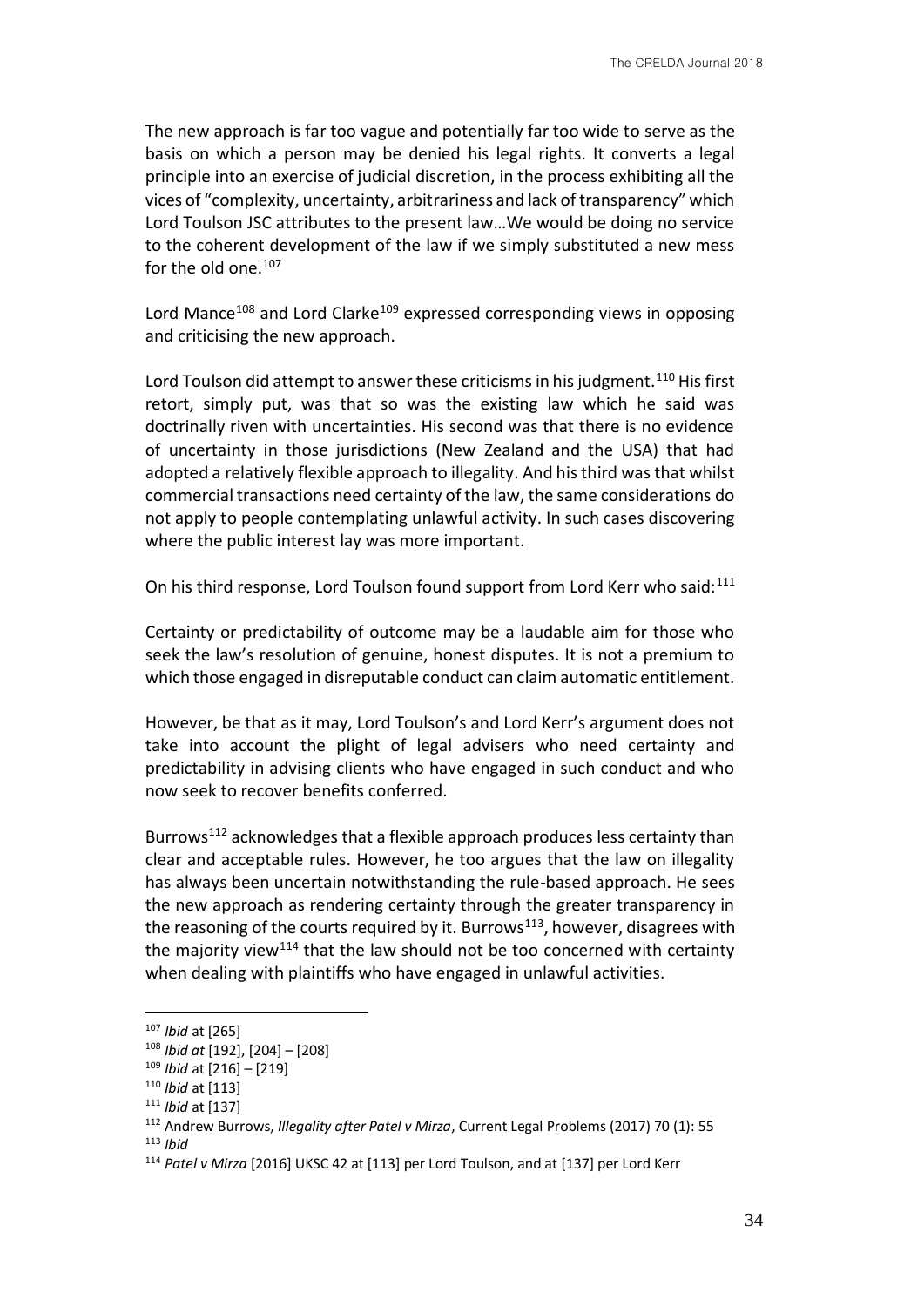The new approach is far too vague and potentially far too wide to serve as the basis on which a person may be denied his legal rights. It converts a legal principle into an exercise of judicial discretion, in the process exhibiting all the vices of "complexity, uncertainty, arbitrariness and lack of transparency" which Lord Toulson JSC attributes to the present law…We would be doing no service to the coherent development of the law if we simply substituted a new mess for the old one.[107]

Lord Mance[108] and Lord Clarke[109] expressed corresponding views in opposing and criticising the new approach.

Lord Toulson did attempt to answer these criticisms in his judgment.[110] His first retort, simply put, was that so was the existing law which he said was doctrinally riven with uncertainties. His second was that there is no evidence of uncertainty in those jurisdictions (New Zealand and the USA) that had adopted a relatively flexible approach to illegality. And his third was that whilst commercial transactions need certainty of the law, the same considerations do not apply to people contemplating unlawful activity. In such cases discovering where the public interest lay was more important.

On his third response, Lord Toulson found support from Lord Kerr who said:[111]

Certainty or predictability of outcome may be a laudable aim for those who seek the law's resolution of genuine, honest disputes. It is not a premium to which those engaged in disreputable conduct can claim automatic entitlement.

However, be that as it may, Lord Toulson's and Lord Kerr's argument does not take into account the plight of legal advisers who need certainty and predictability in advising clients who have engaged in such conduct and who now seek to recover benefits conferred.

Burrows[112] acknowledges that a flexible approach produces less certainty than clear and acceptable rules. However, he too argues that the law on illegality has always been uncertain notwithstanding the rule-based approach. He sees the new approach as rendering certainty through the greater transparency in the reasoning of the courts required by it. Burrows[113], however, disagrees with the majority view[114] that the law should not be too concerned with certainty when dealing with plaintiffs who have engaged in unlawful activities.

---

[107] *Ibid* at [265]

[108] *Ibid at* [192], [204] – [208]

[109] *Ibid* at [216] – [219]

[110] *Ibid* at [113]

[111] *Ibid* at [137]

[112] Andrew Burrows, *Illegality after Patel v Mirza*, Current Legal Problems (2017) 70 (1): 55

[113] *Ibid*

[114] *Patel v Mirza* [2016] UKSC 42 at [113] per Lord Toulson, and at [137] per Lord Kerr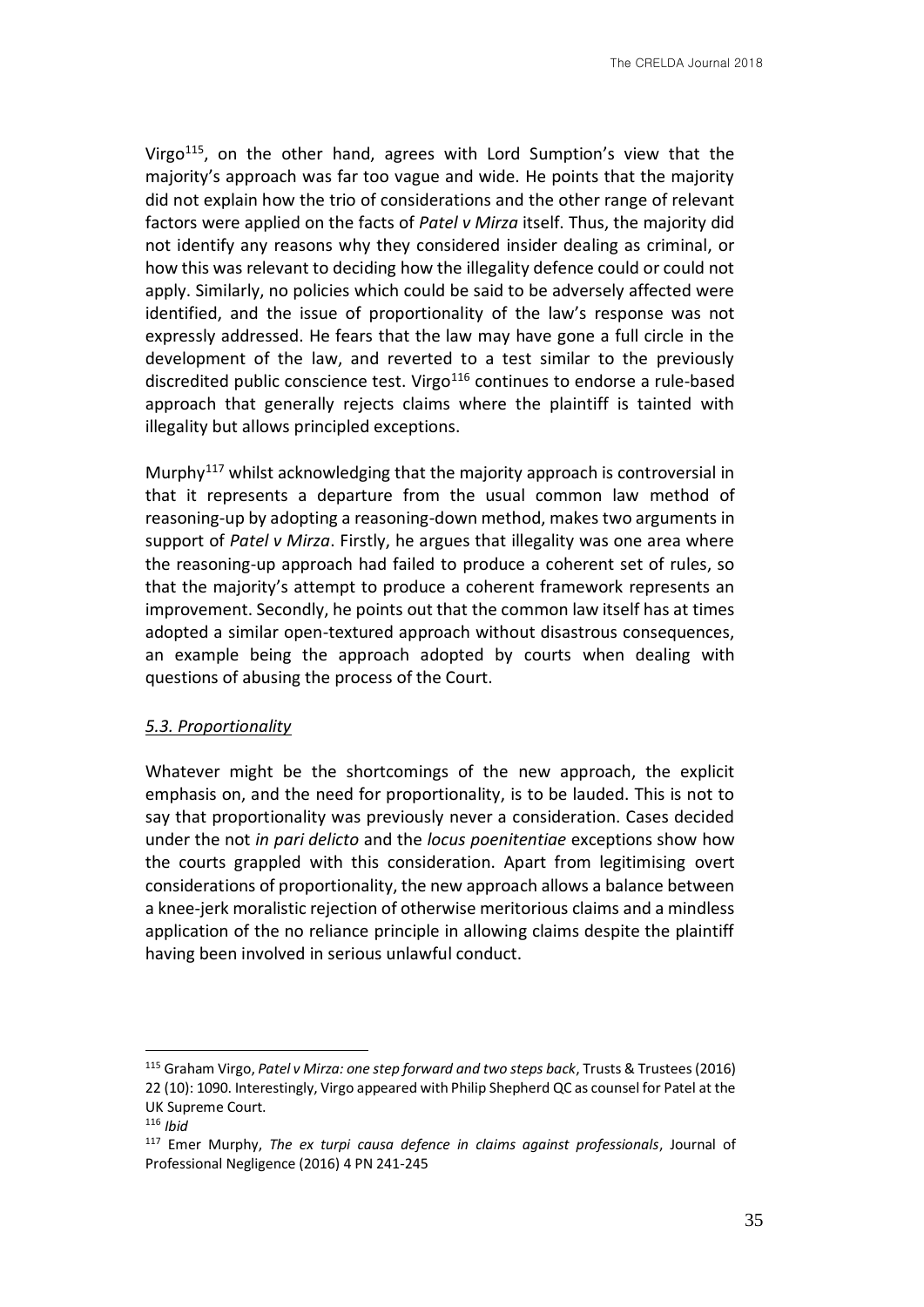Virgo[115], on the other hand, agrees with Lord Sumption's view that the majority's approach was far too vague and wide. He points that the majority did not explain how the trio of considerations and the other range of relevant factors were applied on the facts of *Patel v Mirza* itself. Thus, the majority did not identify any reasons why they considered insider dealing as criminal, or how this was relevant to deciding how the illegality defence could or could not apply. Similarly, no policies which could be said to be adversely affected were identified, and the issue of proportionality of the law's response was not expressly addressed. He fears that the law may have gone a full circle in the development of the law, and reverted to a test similar to the previously discredited public conscience test. Virgo[116] continues to endorse a rule-based approach that generally rejects claims where the plaintiff is tainted with illegality but allows principled exceptions.

Murphy[117] whilst acknowledging that the majority approach is controversial in that it represents a departure from the usual common law method of reasoning-up by adopting a reasoning-down method, makes two arguments in support of *Patel v Mirza*. Firstly, he argues that illegality was one area where the reasoning-up approach had failed to produce a coherent set of rules, so that the majority's attempt to produce a coherent framework represents an improvement. Secondly, he points out that the common law itself has at times adopted a similar open-textured approach without disastrous consequences, an example being the approach adopted by courts when dealing with questions of abusing the process of the Court.

### *5.3. Proportionality*

Whatever might be the shortcomings of the new approach, the explicit emphasis on, and the need for proportionality, is to be lauded. This is not to say that proportionality was previously never a consideration. Cases decided under the not *in pari delicto* and the *locus poenitentiae* exceptions show how the courts grappled with this consideration. Apart from legitimising overt considerations of proportionality, the new approach allows a balance between a knee-jerk moralistic rejection of otherwise meritorious claims and a mindless application of the no reliance principle in allowing claims despite the plaintiff having been involved in serious unlawful conduct.

---

[115] Graham Virgo, *Patel v Mirza: one step forward and two steps back*, Trusts & Trustees (2016) 22 (10): 1090. Interestingly, Virgo appeared with Philip Shepherd QC as counsel for Patel at the UK Supreme Court.

[116] *Ibid*

[117] Emer Murphy, *The ex turpi causa defence in claims against professionals*, Journal of Professional Negligence (2016) 4 PN 241-245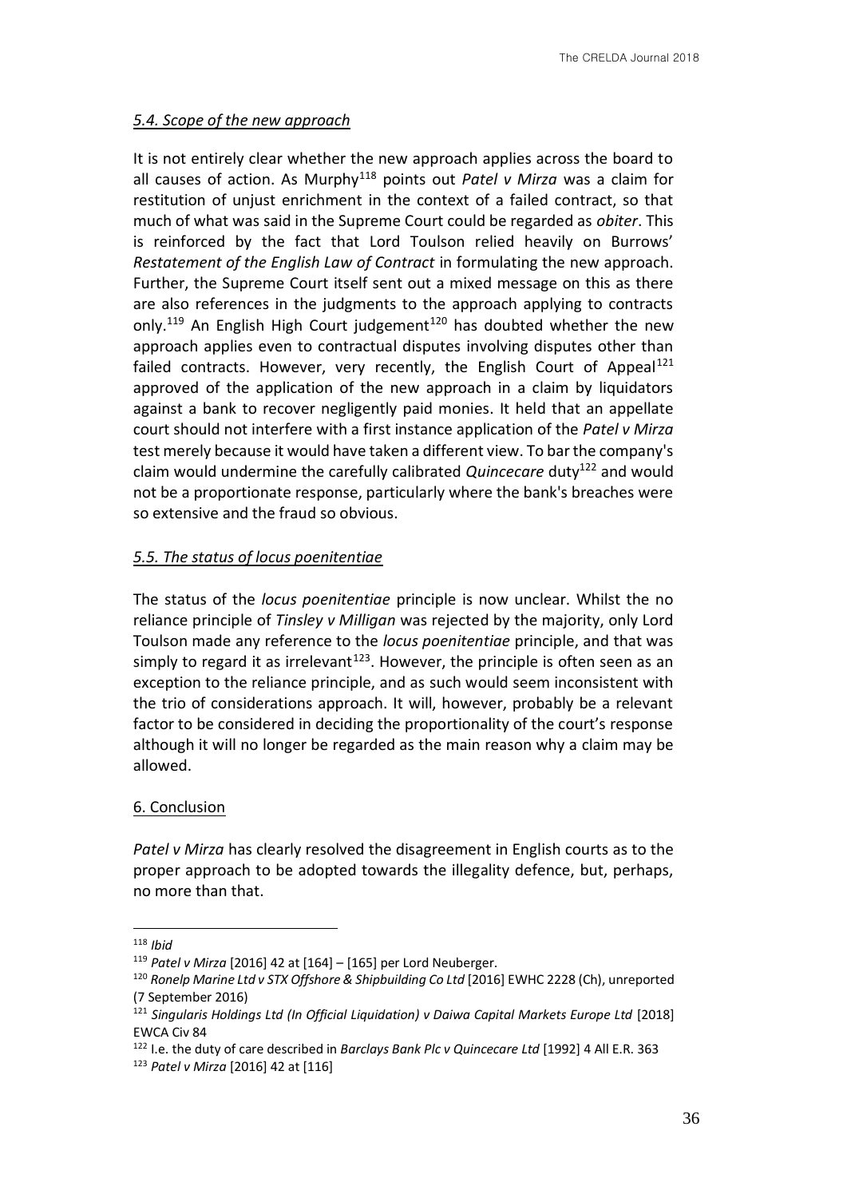### *5.4. Scope of the new approach*

It is not entirely clear whether the new approach applies across the board to all causes of action. As Murphy[118] points out *Patel v Mirza* was a claim for restitution of unjust enrichment in the context of a failed contract, so that much of what was said in the Supreme Court could be regarded as *obiter*. This is reinforced by the fact that Lord Toulson relied heavily on Burrows' *Restatement of the English Law of Contract* in formulating the new approach. Further, the Supreme Court itself sent out a mixed message on this as there are also references in the judgments to the approach applying to contracts only.[119] An English High Court judgement[120] has doubted whether the new approach applies even to contractual disputes involving disputes other than failed contracts. However, very recently, the English Court of Appeal[121] approved of the application of the new approach in a claim by liquidators against a bank to recover negligently paid monies. It held that an appellate court should not interfere with a first instance application of the *Patel v Mirza* test merely because it would have taken a different view. To bar the company's claim would undermine the carefully calibrated *Quincecare* duty[122] and would not be a proportionate response, particularly where the bank's breaches were so extensive and the fraud so obvious.

### *5.5. The status of locus poenitentiae*

The status of the *locus poenitentiae* principle is now unclear. Whilst the no reliance principle of *Tinsley v Milligan* was rejected by the majority, only Lord Toulson made any reference to the *locus poenitentiae* principle, and that was simply to regard it as irrelevant[123]. However, the principle is often seen as an exception to the reliance principle, and as such would seem inconsistent with the trio of considerations approach. It will, however, probably be a relevant factor to be considered in deciding the proportionality of the court's response although it will no longer be regarded as the main reason why a claim may be allowed.

## 6. Conclusion

*Patel v Mirza* has clearly resolved the disagreement in English courts as to the proper approach to be adopted towards the illegality defence, but, perhaps, no more than that.

---

[118] *Ibid*

[119] *Patel v Mirza* [2016] 42 at [164] – [165] per Lord Neuberger.

[120] *Ronelp Marine Ltd v STX Offshore & Shipbuilding Co Ltd* [2016] EWHC 2228 (Ch), unreported (7 September 2016)

[121] *Singularis Holdings Ltd (In Official Liquidation) v Daiwa Capital Markets Europe Ltd* [2018] EWCA Civ 84

[122] I.e. the duty of care described in *Barclays Bank Plc v Quincecare Ltd* [1992] 4 All E.R. 363

[123] *Patel v Mirza* [2016] 42 at [116]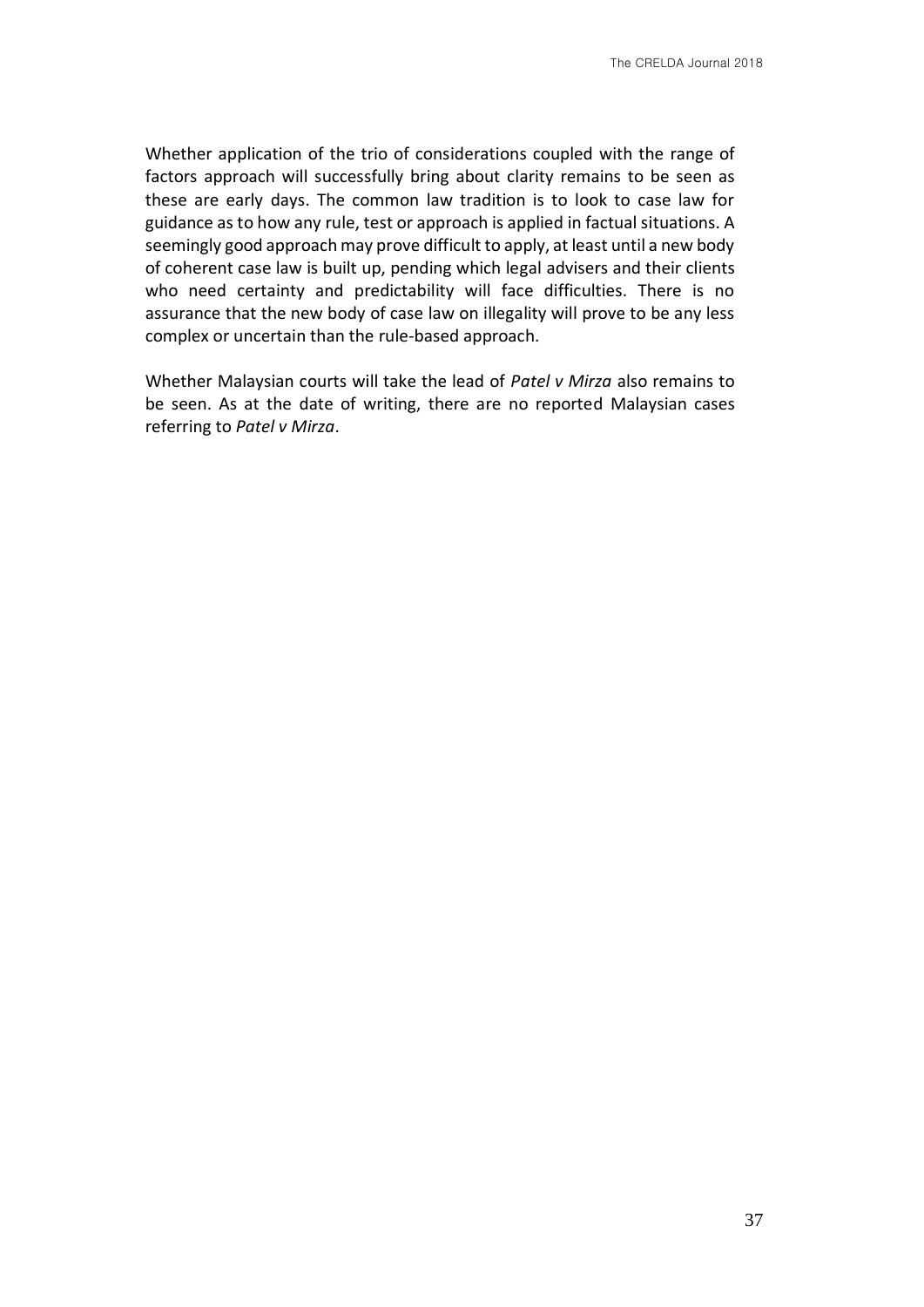Whether application of the trio of considerations coupled with the range of factors approach will successfully bring about clarity remains to be seen as these are early days. The common law tradition is to look to case law for guidance as to how any rule, test or approach is applied in factual situations. A seemingly good approach may prove difficult to apply, at least until a new body of coherent case law is built up, pending which legal advisers and their clients who need certainty and predictability will face difficulties. There is no assurance that the new body of case law on illegality will prove to be any less complex or uncertain than the rule-based approach.

Whether Malaysian courts will take the lead of *Patel v Mirza* also remains to be seen. As at the date of writing, there are no reported Malaysian cases referring to *Patel v Mirza*.